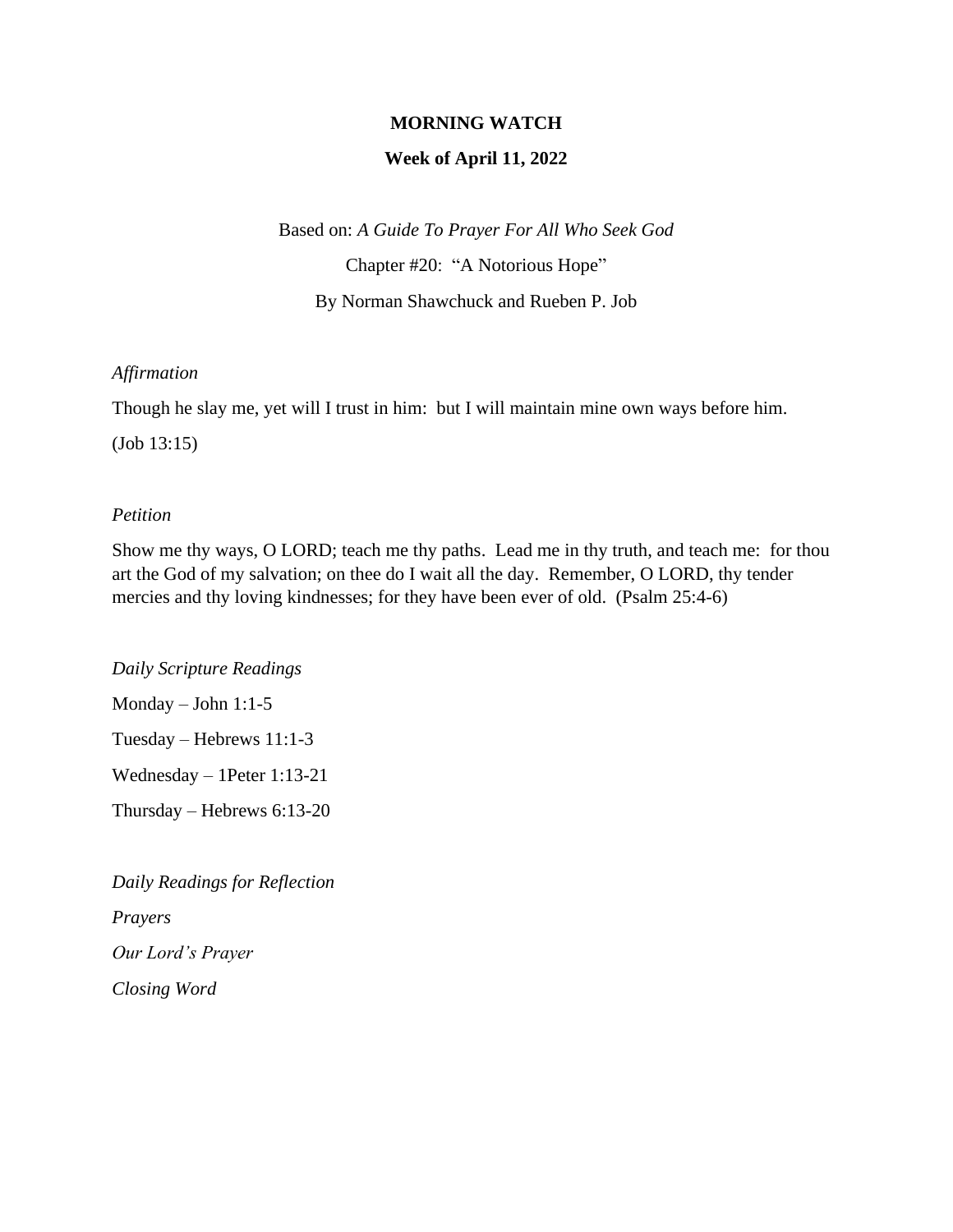# MORNING WATCH

## Week of April 11, 2022

Based on: *A Guide To Prayer For All Who Seek God*

Chapter #20: "A Notorious Hope"

By Norman Shawchuck and Rueben P. Job

*Affirmation*

Though he slay me, yet will I trust in him: but I will maintain mine own ways before him.

(Job 13:15)

*Petition*

Show me thy ways, O LORD; teach me thy paths. Lead me in thy truth, and teach me: for thou art the God of my salvation; on thee do I wait all the day. Remember, O LORD, thy tender mercies and thy loving kindnesses; for they have been ever of old. (Psalm 25:4-6)

*Daily Scripture Readings*

Monday – John 1:1-5

Tuesday – Hebrews 11:1-3

Wednesday – 1Peter 1:13-21

Thursday – Hebrews 6:13-20

*Daily Readings for Reflection*

*Prayers*

*Our Lord's Prayer*

*Closing Word*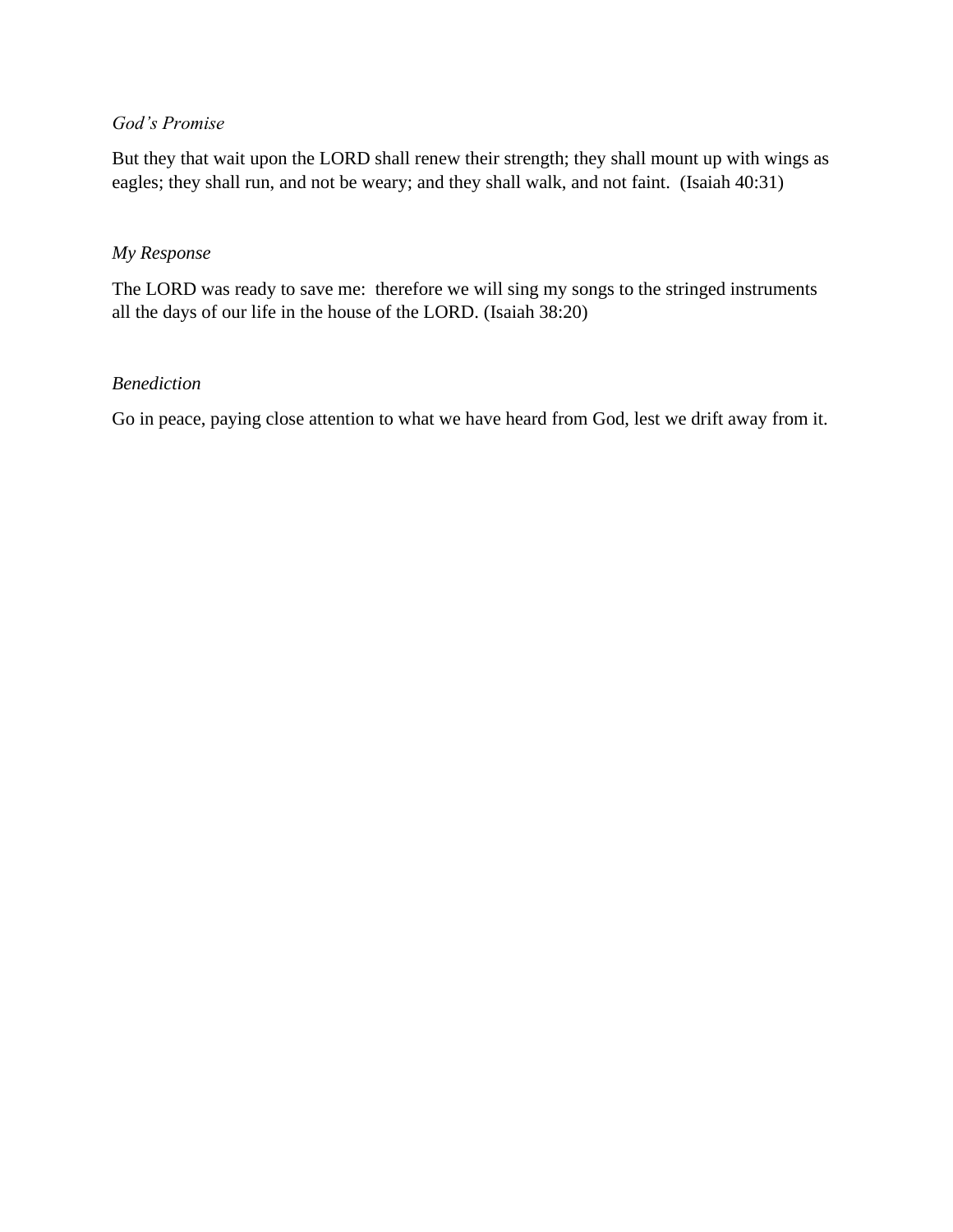*God's Promise*

But they that wait upon the LORD shall renew their strength; they shall mount up with wings as eagles; they shall run, and not be weary; and they shall walk, and not faint. (Isaiah 40:31)

*My Response*

The LORD was ready to save me: therefore we will sing my songs to the stringed instruments all the days of our life in the house of the LORD. (Isaiah 38:20)

*Benediction*

Go in peace, paying close attention to what we have heard from God, lest we drift away from it.